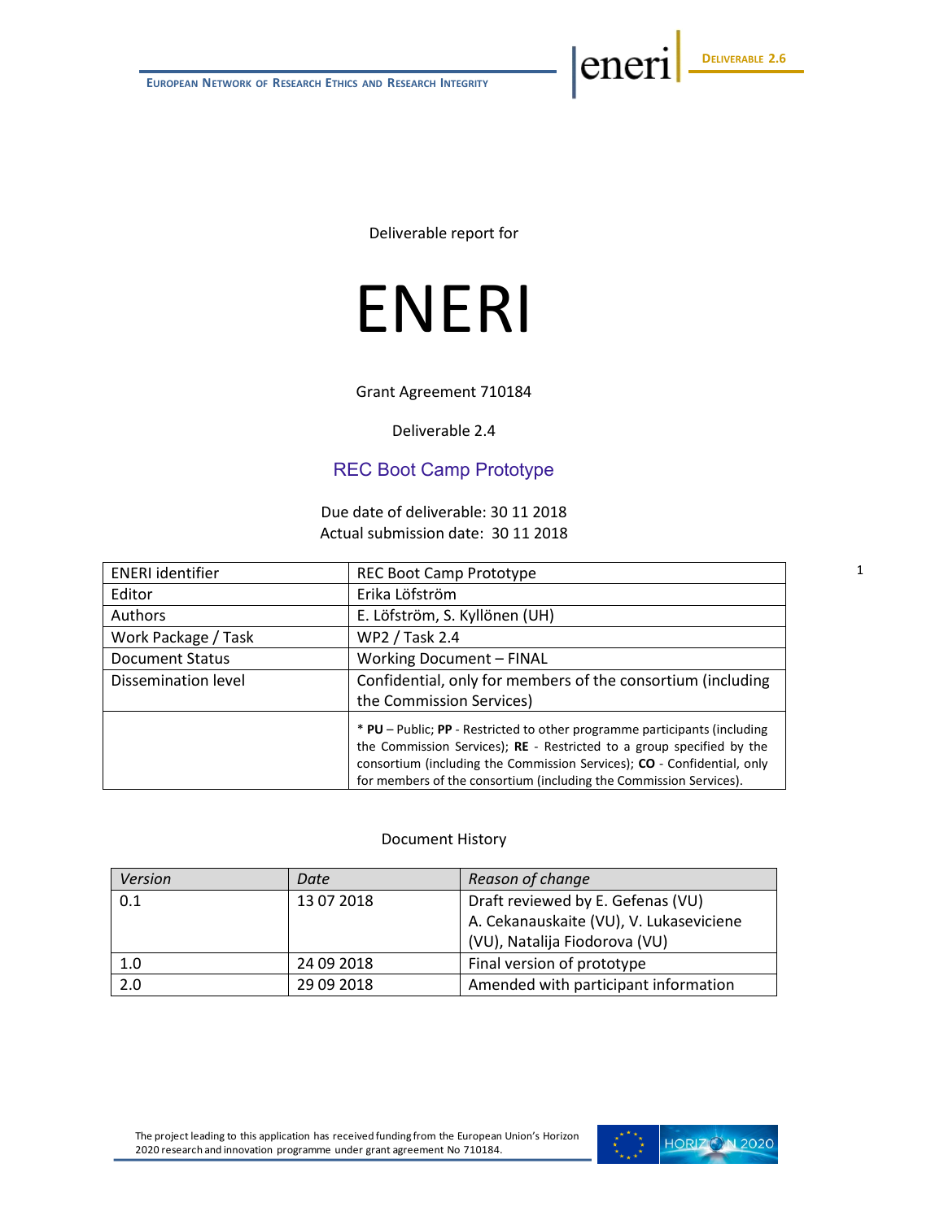Deliverable report for

# ENERI

Grant Agreement 710184

Deliverable 2.4

## REC Boot Camp Prototype

Due date of deliverable: 30 11 2018
Actual submission date: 30 11 2018

| ENERI identifier | REC Boot Camp Prototype |
|---|---|
| Editor | Erika Löfström |
| Authors | E. Löfström, S. Kyllönen (UH) |
| Work Package / Task | WP2 / Task 2.4 |
| Document Status | Working Document – FINAL |
| Dissemination level | Confidential, only for members of the consortium (including the Commission Services) |
| | * **PU** – Public; **PP** - Restricted to other programme participants (including the Commission Services); **RE** - Restricted to a group specified by the consortium (including the Commission Services); **CO** - Confidential, only for members of the consortium (including the Commission Services). |

Document History

| *Version* | *Date* | *Reason of change* |
|---|---|---|
| 0.1 | 13 07 2018 | Draft reviewed by E. Gefenas (VU) A. Cekanauskaite (VU), V. Lukaseviciene (VU), Natalija Fiodorova (VU) |
| 1.0 | 24 09 2018 | Final version of prototype |
| 2.0 | 29 09 2018 | Amended with participant information |

The project leading to this application has received funding from the European Union's Horizon 2020 research and innovation programme under grant agreement No 710184.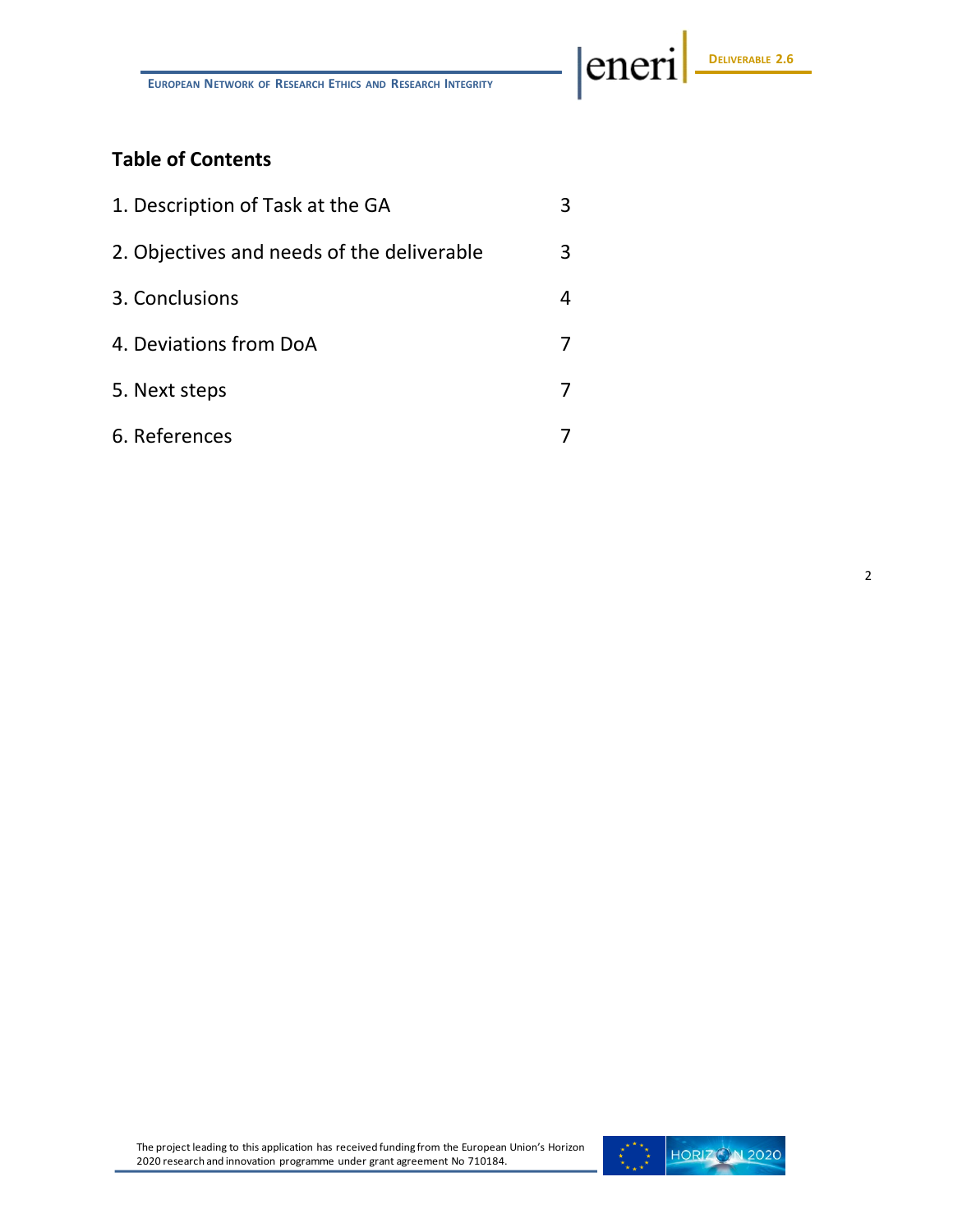## Table of Contents

| | |
|---|---|
| 1. Description of Task at the GA | 3 |
| 2. Objectives and needs of the deliverable | 3 |
| 3. Conclusions | 4 |
| 4. Deviations from DoA | 7 |
| 5. Next steps | 7 |
| 6. References | 7 |

The project leading to this application has received funding from the European Union's Horizon 2020 research and innovation programme under grant agreement No 710184.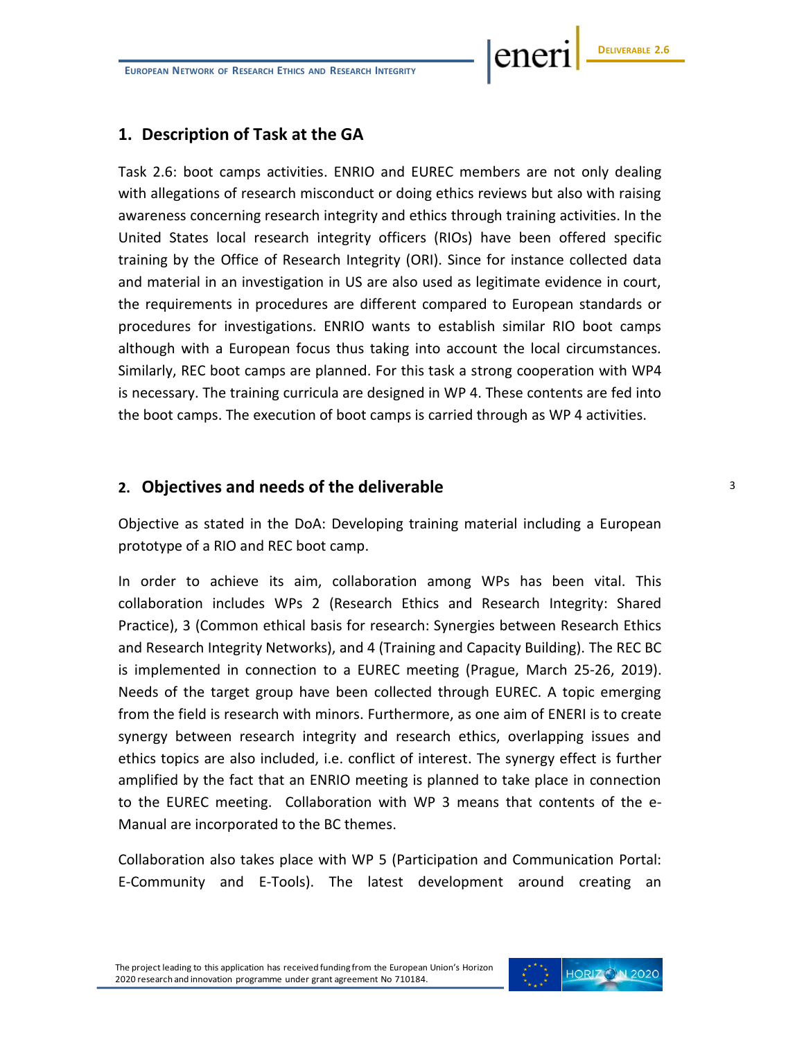## 1. Description of Task at the GA

Task 2.6: boot camps activities. ENRIO and EUREC members are not only dealing with allegations of research misconduct or doing ethics reviews but also with raising awareness concerning research integrity and ethics through training activities. In the United States local research integrity officers (RIOs) have been offered specific training by the Office of Research Integrity (ORI). Since for instance collected data and material in an investigation in US are also used as legitimate evidence in court, the requirements in procedures are different compared to European standards or procedures for investigations. ENRIO wants to establish similar RIO boot camps although with a European focus thus taking into account the local circumstances. Similarly, REC boot camps are planned. For this task a strong cooperation with WP4 is necessary. The training curricula are designed in WP 4. These contents are fed into the boot camps. The execution of boot camps is carried through as WP 4 activities.

## 2. Objectives and needs of the deliverable

Objective as stated in the DoA: Developing training material including a European prototype of a RIO and REC boot camp.

In order to achieve its aim, collaboration among WPs has been vital. This collaboration includes WPs 2 (Research Ethics and Research Integrity: Shared Practice), 3 (Common ethical basis for research: Synergies between Research Ethics and Research Integrity Networks), and 4 (Training and Capacity Building). The REC BC is implemented in connection to a EUREC meeting (Prague, March 25-26, 2019). Needs of the target group have been collected through EUREC. A topic emerging from the field is research with minors. Furthermore, as one aim of ENERI is to create synergy between research integrity and research ethics, overlapping issues and ethics topics are also included, i.e. conflict of interest. The synergy effect is further amplified by the fact that an ENRIO meeting is planned to take place in connection to the EUREC meeting. Collaboration with WP 3 means that contents of the e-Manual are incorporated to the BC themes.

Collaboration also takes place with WP 5 (Participation and Communication Portal: E-Community and E-Tools). The latest development around creating an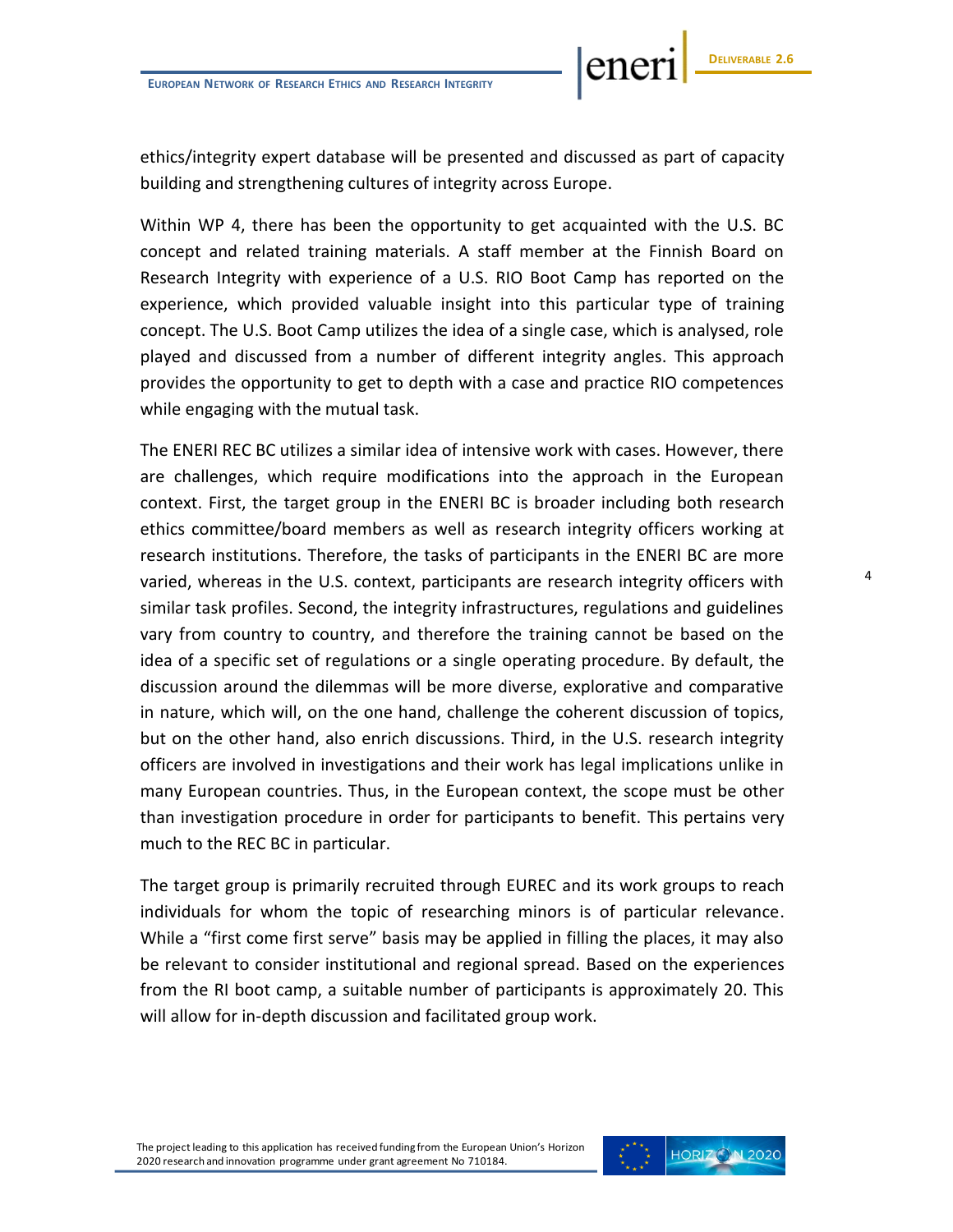ethics/integrity expert database will be presented and discussed as part of capacity building and strengthening cultures of integrity across Europe.

Within WP 4, there has been the opportunity to get acquainted with the U.S. BC concept and related training materials. A staff member at the Finnish Board on Research Integrity with experience of a U.S. RIO Boot Camp has reported on the experience, which provided valuable insight into this particular type of training concept. The U.S. Boot Camp utilizes the idea of a single case, which is analysed, role played and discussed from a number of different integrity angles. This approach provides the opportunity to get to depth with a case and practice RIO competences while engaging with the mutual task.

The ENERI REC BC utilizes a similar idea of intensive work with cases. However, there are challenges, which require modifications into the approach in the European context. First, the target group in the ENERI BC is broader including both research ethics committee/board members as well as research integrity officers working at research institutions. Therefore, the tasks of participants in the ENERI BC are more varied, whereas in the U.S. context, participants are research integrity officers with similar task profiles. Second, the integrity infrastructures, regulations and guidelines vary from country to country, and therefore the training cannot be based on the idea of a specific set of regulations or a single operating procedure. By default, the discussion around the dilemmas will be more diverse, explorative and comparative in nature, which will, on the one hand, challenge the coherent discussion of topics, but on the other hand, also enrich discussions. Third, in the U.S. research integrity officers are involved in investigations and their work has legal implications unlike in many European countries. Thus, in the European context, the scope must be other than investigation procedure in order for participants to benefit. This pertains very much to the REC BC in particular.

The target group is primarily recruited through EUREC and its work groups to reach individuals for whom the topic of researching minors is of particular relevance. While a "first come first serve" basis may be applied in filling the places, it may also be relevant to consider institutional and regional spread. Based on the experiences from the RI boot camp, a suitable number of participants is approximately 20. This will allow for in-depth discussion and facilitated group work.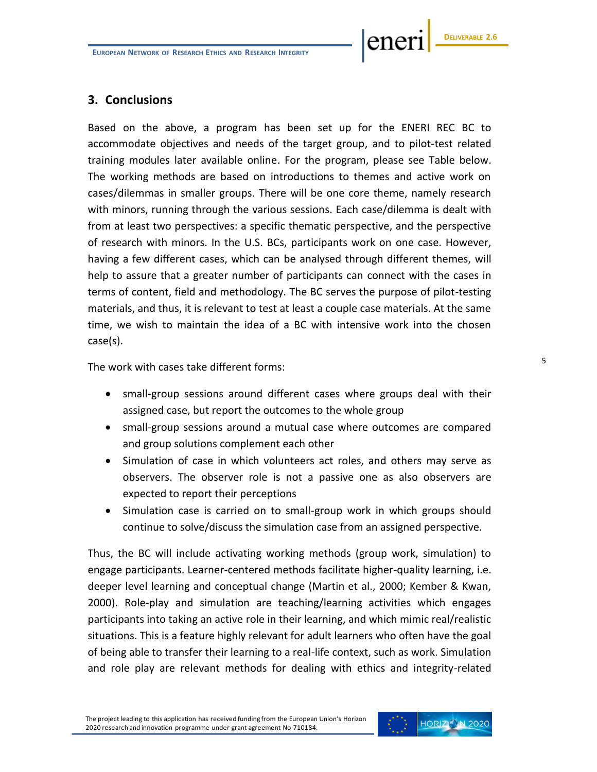## 3. Conclusions

Based on the above, a program has been set up for the ENERI REC BC to accommodate objectives and needs of the target group, and to pilot-test related training modules later available online. For the program, please see Table below. The working methods are based on introductions to themes and active work on cases/dilemmas in smaller groups. There will be one core theme, namely research with minors, running through the various sessions. Each case/dilemma is dealt with from at least two perspectives: a specific thematic perspective, and the perspective of research with minors. In the U.S. BCs, participants work on one case. However, having a few different cases, which can be analysed through different themes, will help to assure that a greater number of participants can connect with the cases in terms of content, field and methodology. The BC serves the purpose of pilot-testing materials, and thus, it is relevant to test at least a couple case materials. At the same time, we wish to maintain the idea of a BC with intensive work into the chosen case(s).

The work with cases take different forms:

- small-group sessions around different cases where groups deal with their assigned case, but report the outcomes to the whole group
- small-group sessions around a mutual case where outcomes are compared and group solutions complement each other
- Simulation of case in which volunteers act roles, and others may serve as observers. The observer role is not a passive one as also observers are expected to report their perceptions
- Simulation case is carried on to small-group work in which groups should continue to solve/discuss the simulation case from an assigned perspective.

Thus, the BC will include activating working methods (group work, simulation) to engage participants. Learner-centered methods facilitate higher-quality learning, i.e. deeper level learning and conceptual change (Martin et al., 2000; Kember & Kwan, 2000). Role-play and simulation are teaching/learning activities which engages participants into taking an active role in their learning, and which mimic real/realistic situations. This is a feature highly relevant for adult learners who often have the goal of being able to transfer their learning to a real-life context, such as work. Simulation and role play are relevant methods for dealing with ethics and integrity-related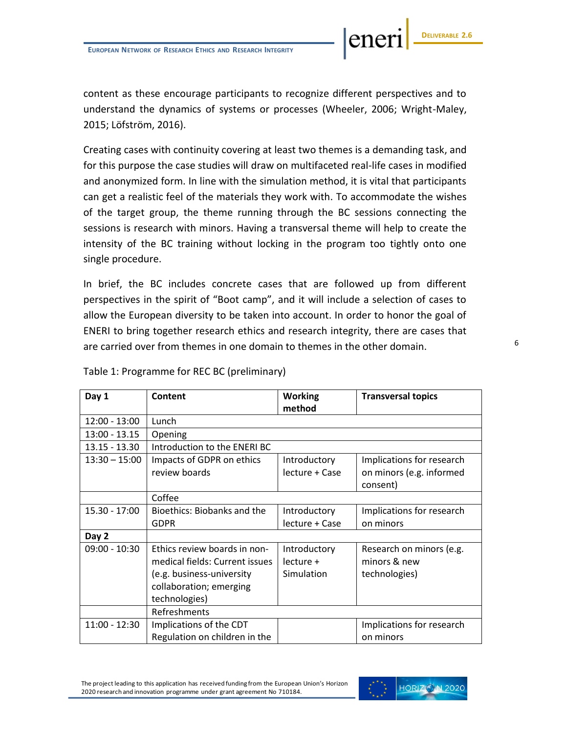content as these encourage participants to recognize different perspectives and to understand the dynamics of systems or processes (Wheeler, 2006; Wright-Maley, 2015; Löfström, 2016).

Creating cases with continuity covering at least two themes is a demanding task, and for this purpose the case studies will draw on multifaceted real-life cases in modified and anonymized form. In line with the simulation method, it is vital that participants can get a realistic feel of the materials they work with. To accommodate the wishes of the target group, the theme running through the BC sessions connecting the sessions is research with minors. Having a transversal theme will help to create the intensity of the BC training without locking in the program too tightly onto one single procedure.

In brief, the BC includes concrete cases that are followed up from different perspectives in the spirit of "Boot camp", and it will include a selection of cases to allow the European diversity to be taken into account. In order to honor the goal of ENERI to bring together research ethics and research integrity, there are cases that are carried over from themes in one domain to themes in the other domain.

Table 1: Programme for REC BC (preliminary)

| Day 1 | Content | Working method | Transversal topics |
|---|---|---|---|
| 12:00 - 13:00 | Lunch | | |
| 13:00 - 13.15 | Opening | | |
| 13.15 - 13.30 | Introduction to the ENERI BC | | |
| 13:30 – 15:00 | Impacts of GDPR on ethics review boards | Introductory lecture + Case | Implications for research on minors (e.g. informed consent) |
| | Coffee | | |
| 15.30 - 17:00 | Bioethics: Biobanks and the GDPR | Introductory lecture + Case | Implications for research on minors |
| **Day 2** | | | |
| 09:00 - 10:30 | Ethics review boards in non-medical fields: Current issues (e.g. business-university collaboration; emerging technologies) | Introductory lecture + Simulation | Research on minors (e.g. minors & new technologies) |
| | Refreshments | | |
| 11:00 - 12:30 | Implications of the CDT Regulation on children in the | | Implications for research on minors |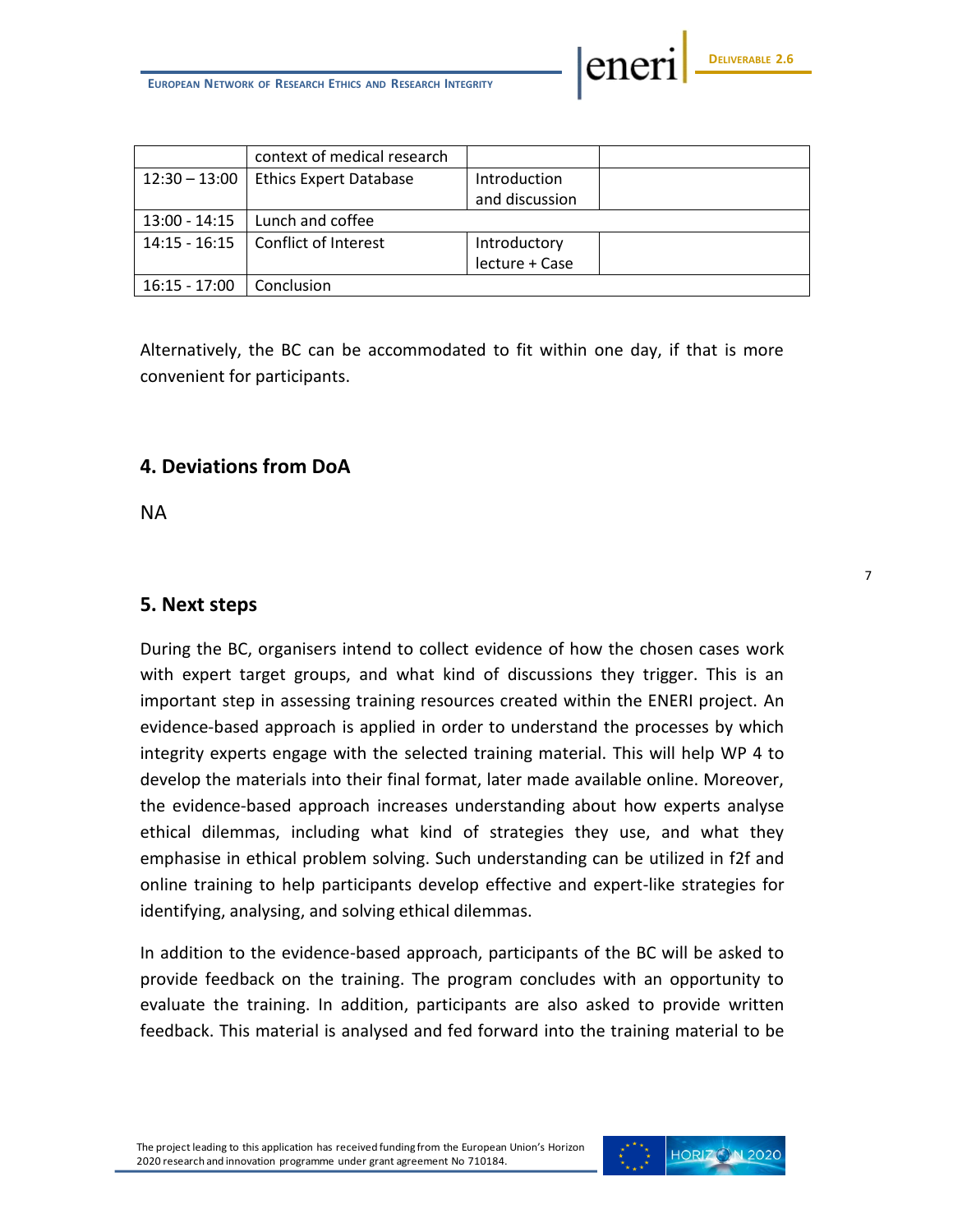|  | context of medical research |  |  |
|---|---|---|---|
| 12:30 – 13:00 | Ethics Expert Database | Introduction and discussion |  |
| 13:00 - 14:15 | Lunch and coffee |  |  |
| 14:15 - 16:15 | Conflict of Interest | Introductory lecture + Case |  |
| 16:15 - 17:00 | Conclusion |  |  |

Alternatively, the BC can be accommodated to fit within one day, if that is more convenient for participants.

## 4. Deviations from DoA

NA

## 5. Next steps

During the BC, organisers intend to collect evidence of how the chosen cases work with expert target groups, and what kind of discussions they trigger. This is an important step in assessing training resources created within the ENERI project. An evidence-based approach is applied in order to understand the processes by which integrity experts engage with the selected training material. This will help WP 4 to develop the materials into their final format, later made available online. Moreover, the evidence-based approach increases understanding about how experts analyse ethical dilemmas, including what kind of strategies they use, and what they emphasise in ethical problem solving. Such understanding can be utilized in f2f and online training to help participants develop effective and expert-like strategies for identifying, analysing, and solving ethical dilemmas.

In addition to the evidence-based approach, participants of the BC will be asked to provide feedback on the training. The program concludes with an opportunity to evaluate the training. In addition, participants are also asked to provide written feedback. This material is analysed and fed forward into the training material to be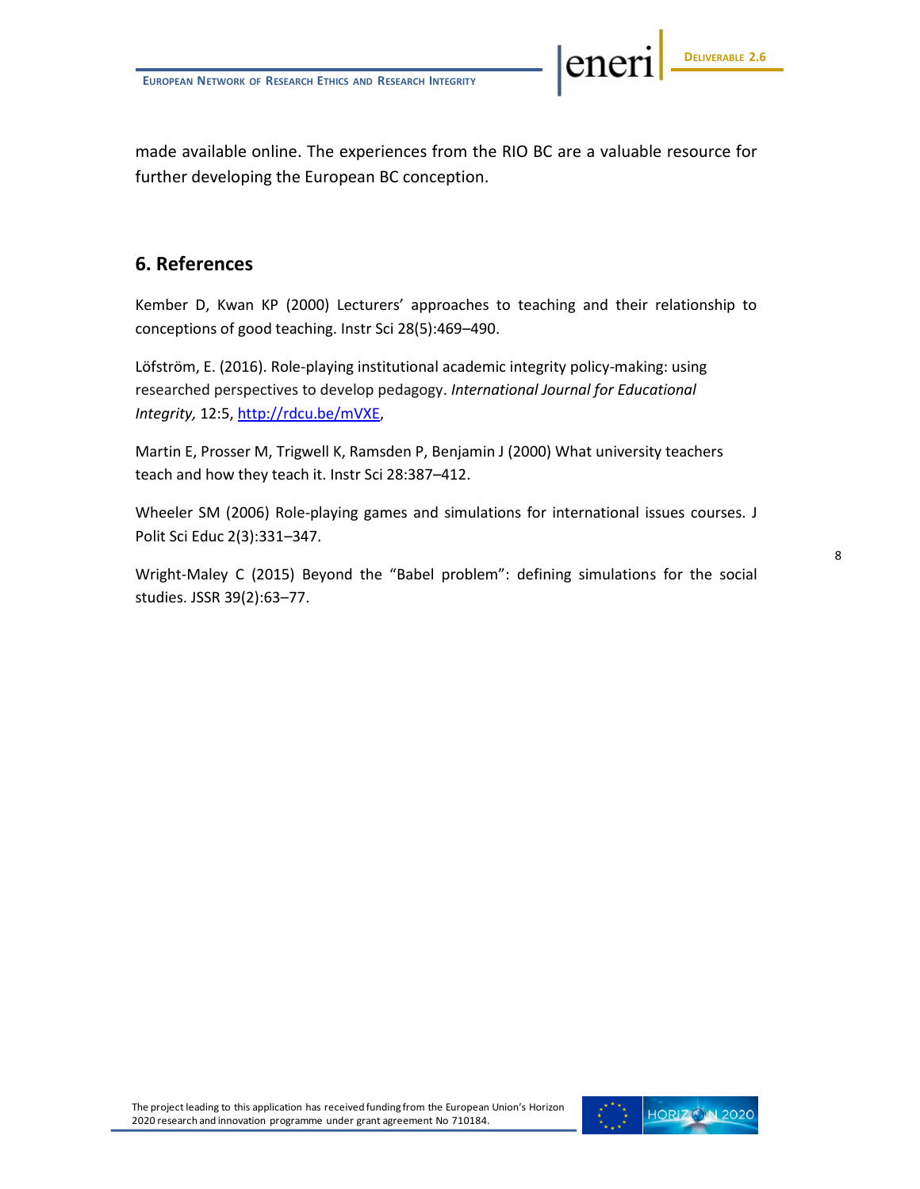made available online. The experiences from the RIO BC are a valuable resource for further developing the European BC conception.

## 6. References

Kember D, Kwan KP (2000) Lecturers' approaches to teaching and their relationship to conceptions of good teaching. Instr Sci 28(5):469–490.

Löfström, E. (2016). Role-playing institutional academic integrity policy-making: using researched perspectives to develop pedagogy. *International Journal for Educational Integrity,* 12:5, http://rdcu.be/mVXE,

Martin E, Prosser M, Trigwell K, Ramsden P, Benjamin J (2000) What university teachers teach and how they teach it. Instr Sci 28:387–412.

Wheeler SM (2006) Role-playing games and simulations for international issues courses. J Polit Sci Educ 2(3):331–347.

Wright-Maley C (2015) Beyond the "Babel problem": defining simulations for the social studies. JSSR 39(2):63–77.

The project leading to this application has received funding from the European Union's Horizon 2020 research and innovation programme under grant agreement No 710184.